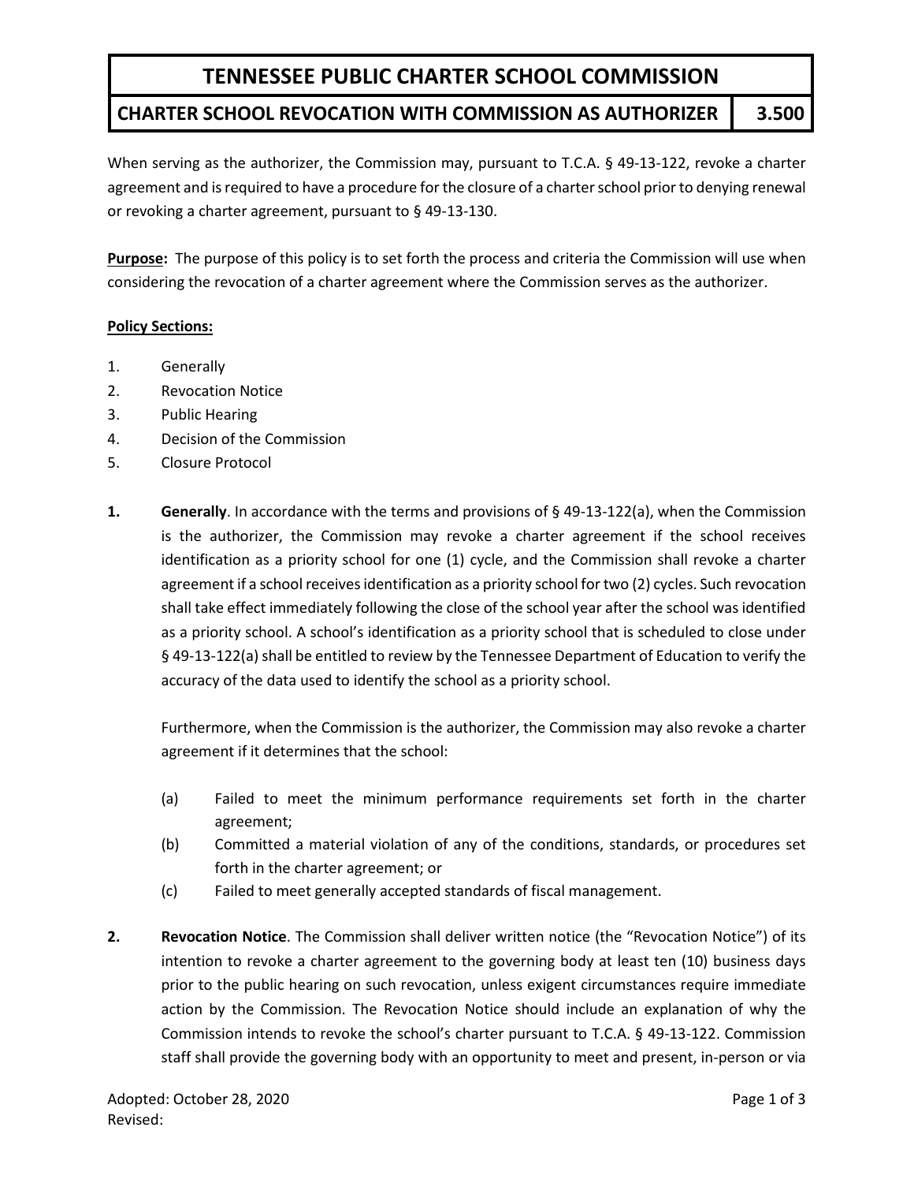# TENNESSEE PUBLIC CHARTER SCHOOL COMMISSION

## CHARTER SCHOOL REVOCATION WITH COMMISSION AS AUTHORIZER — 3.500

When serving as the authorizer, the Commission may, pursuant to T.C.A. § 49-13-122, revoke a charter agreement and is required to have a procedure for the closure of a charter school prior to denying renewal or revoking a charter agreement, pursuant to § 49-13-130.

**Purpose:** The purpose of this policy is to set forth the process and criteria the Commission will use when considering the revocation of a charter agreement where the Commission serves as the authorizer.

**Policy Sections:**

1. Generally
2. Revocation Notice
3. Public Hearing
4. Decision of the Commission
5. Closure Protocol

**1. Generally**. In accordance with the terms and provisions of § 49-13-122(a), when the Commission is the authorizer, the Commission may revoke a charter agreement if the school receives identification as a priority school for one (1) cycle, and the Commission shall revoke a charter agreement if a school receives identification as a priority school for two (2) cycles. Such revocation shall take effect immediately following the close of the school year after the school was identified as a priority school. A school's identification as a priority school that is scheduled to close under § 49-13-122(a) shall be entitled to review by the Tennessee Department of Education to verify the accuracy of the data used to identify the school as a priority school.

Furthermore, when the Commission is the authorizer, the Commission may also revoke a charter agreement if it determines that the school:

(a) Failed to meet the minimum performance requirements set forth in the charter agreement;

(b) Committed a material violation of any of the conditions, standards, or procedures set forth in the charter agreement; or

(c) Failed to meet generally accepted standards of fiscal management.

**2. Revocation Notice**. The Commission shall deliver written notice (the "Revocation Notice") of its intention to revoke a charter agreement to the governing body at least ten (10) business days prior to the public hearing on such revocation, unless exigent circumstances require immediate action by the Commission. The Revocation Notice should include an explanation of why the Commission intends to revoke the school's charter pursuant to T.C.A. § 49-13-122. Commission staff shall provide the governing body with an opportunity to meet and present, in-person or via

Adopted: October 28, 2020
Revised: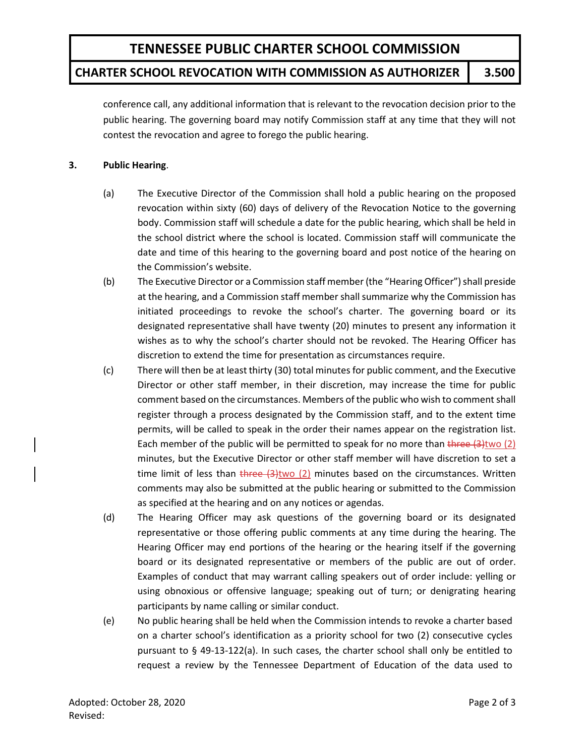conference call, any additional information that is relevant to the revocation decision prior to the public hearing. The governing board may notify Commission staff at any time that they will not contest the revocation and agree to forego the public hearing.

**3. Public Hearing**.

(a) The Executive Director of the Commission shall hold a public hearing on the proposed revocation within sixty (60) days of delivery of the Revocation Notice to the governing body. Commission staff will schedule a date for the public hearing, which shall be held in the school district where the school is located. Commission staff will communicate the date and time of this hearing to the governing board and post notice of the hearing on the Commission's website.

(b) The Executive Director or a Commission staff member (the "Hearing Officer") shall preside at the hearing, and a Commission staff member shall summarize why the Commission has initiated proceedings to revoke the school's charter. The governing board or its designated representative shall have twenty (20) minutes to present any information it wishes as to why the school's charter should not be revoked. The Hearing Officer has discretion to extend the time for presentation as circumstances require.

(c) There will then be at least thirty (30) total minutes for public comment, and the Executive Director or other staff member, in their discretion, may increase the time for public comment based on the circumstances. Members of the public who wish to comment shall register through a process designated by the Commission staff, and to the extent time permits, will be called to speak in the order their names appear on the registration list. Each member of the public will be permitted to speak for no more than ~~three (3)~~two (2) minutes, but the Executive Director or other staff member will have discretion to set a time limit of less than ~~three (3)~~two (2) minutes based on the circumstances. Written comments may also be submitted at the public hearing or submitted to the Commission as specified at the hearing and on any notices or agendas.

(d) The Hearing Officer may ask questions of the governing board or its designated representative or those offering public comments at any time during the hearing. The Hearing Officer may end portions of the hearing or the hearing itself if the governing board or its designated representative or members of the public are out of order. Examples of conduct that may warrant calling speakers out of order include: yelling or using obnoxious or offensive language; speaking out of turn; or denigrating hearing participants by name calling or similar conduct.

(e) No public hearing shall be held when the Commission intends to revoke a charter based on a charter school's identification as a priority school for two (2) consecutive cycles pursuant to § 49-13-122(a). In such cases, the charter school shall only be entitled to request a review by the Tennessee Department of Education of the data used to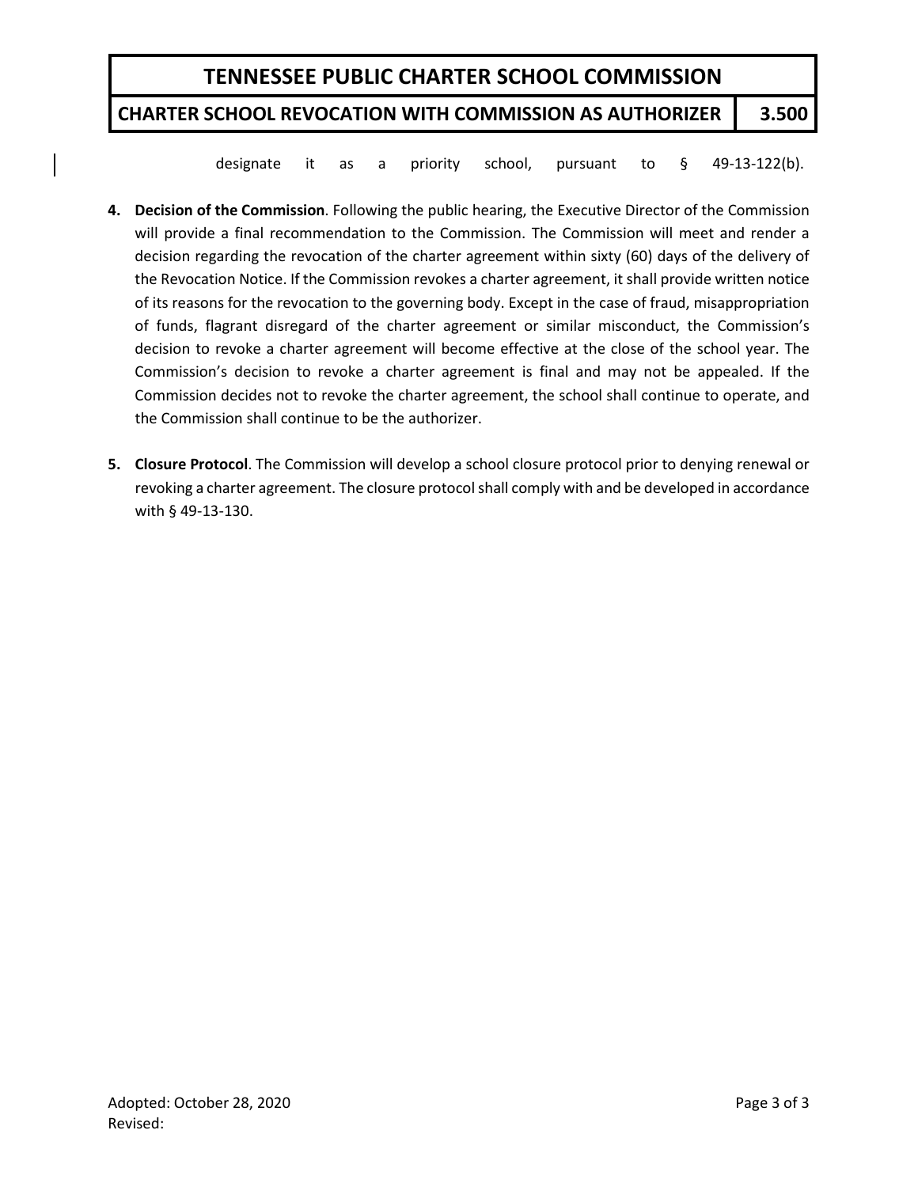designate it as a priority school, pursuant to § 49-13-122(b).

4. **Decision of the Commission**. Following the public hearing, the Executive Director of the Commission will provide a final recommendation to the Commission. The Commission will meet and render a decision regarding the revocation of the charter agreement within sixty (60) days of the delivery of the Revocation Notice. If the Commission revokes a charter agreement, it shall provide written notice of its reasons for the revocation to the governing body. Except in the case of fraud, misappropriation of funds, flagrant disregard of the charter agreement or similar misconduct, the Commission's decision to revoke a charter agreement will become effective at the close of the school year. The Commission's decision to revoke a charter agreement is final and may not be appealed. If the Commission decides not to revoke the charter agreement, the school shall continue to operate, and the Commission shall continue to be the authorizer.

5. **Closure Protocol**. The Commission will develop a school closure protocol prior to denying renewal or revoking a charter agreement. The closure protocol shall comply with and be developed in accordance with § 49-13-130.

Adopted: October 28, 2020
Revised: